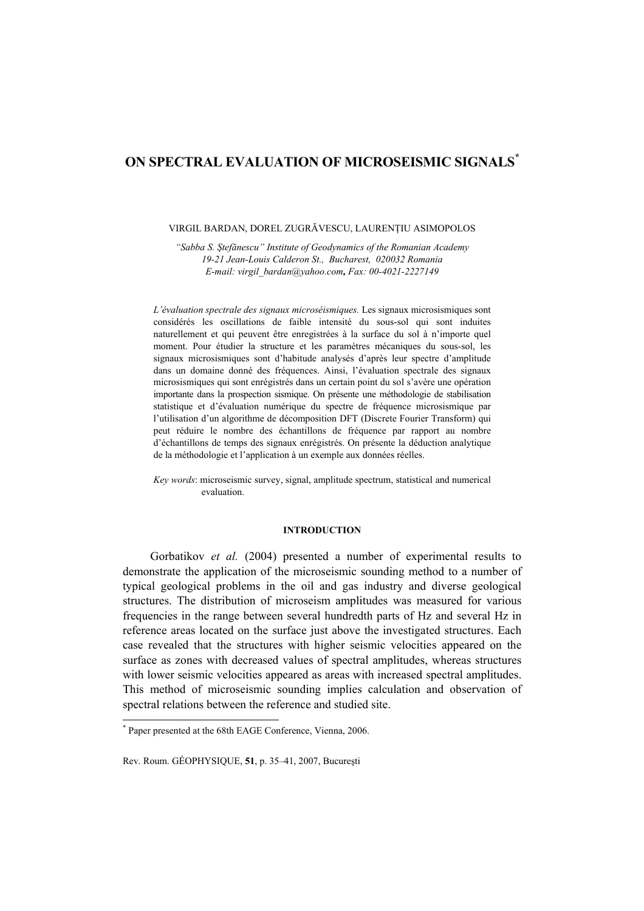# ON SPECTRAL EVALUATION OF MICROSEISMIC SIGNALS[*]

VIRGIL BARDAN, DOREL ZUGRĂVESCU, LAURENȚIU ASIMOPOLOS

*"Sabba S. Ştefănescu" Institute of Geodynamics of the Romanian Academy*
*19-21 Jean-Louis Calderon St., Bucharest, 020032 Romania*
*E-mail: virgil_bardan@yahoo.com, Fax: 00-4021-2227149*

*L'évaluation spectrale des signaux microséismiques.* Les signaux microsismiques sont considérés les oscillations de faible intensité du sous-sol qui sont induites naturellement et qui peuvent être enregistrées à la surface du sol à n'importe quel moment. Pour étudier la structure et les paramètres mécaniques du sous-sol, les signaux microsismiques sont d'habitude analysés d'après leur spectre d'amplitude dans un domaine donné des fréquences. Ainsi, l'évaluation spectrale des signaux microsismiques qui sont enrégistrés dans un certain point du sol s'avère une opération importante dans la prospection sismique. On présente une méthodologie de stabilisation statistique et d'évaluation numérique du spectre de fréquence microsismique par l'utilisation d'un algorithme de décomposition DFT (Discrete Fourier Transform) qui peut réduire le nombre des échantillons de fréquence par rapport au nombre d'échantillons de temps des signaux enrégistrés. On présente la déduction analytique de la méthodologie et l'application à un exemple aux données réelles.

*Key words*: microseismic survey, signal, amplitude spectrum, statistical and numerical evaluation.

## INTRODUCTION

Gorbatikov *et al.* (2004) presented a number of experimental results to demonstrate the application of the microseismic sounding method to a number of typical geological problems in the oil and gas industry and diverse geological structures. The distribution of microseism amplitudes was measured for various frequencies in the range between several hundredth parts of Hz and several Hz in reference areas located on the surface just above the investigated structures. Each case revealed that the structures with higher seismic velocities appeared on the surface as zones with decreased values of spectral amplitudes, whereas structures with lower seismic velocities appeared as areas with increased spectral amplitudes. This method of microseismic sounding implies calculation and observation of spectral relations between the reference and studied site.

[*] Paper presented at the 68th EAGE Conference, Vienna, 2006.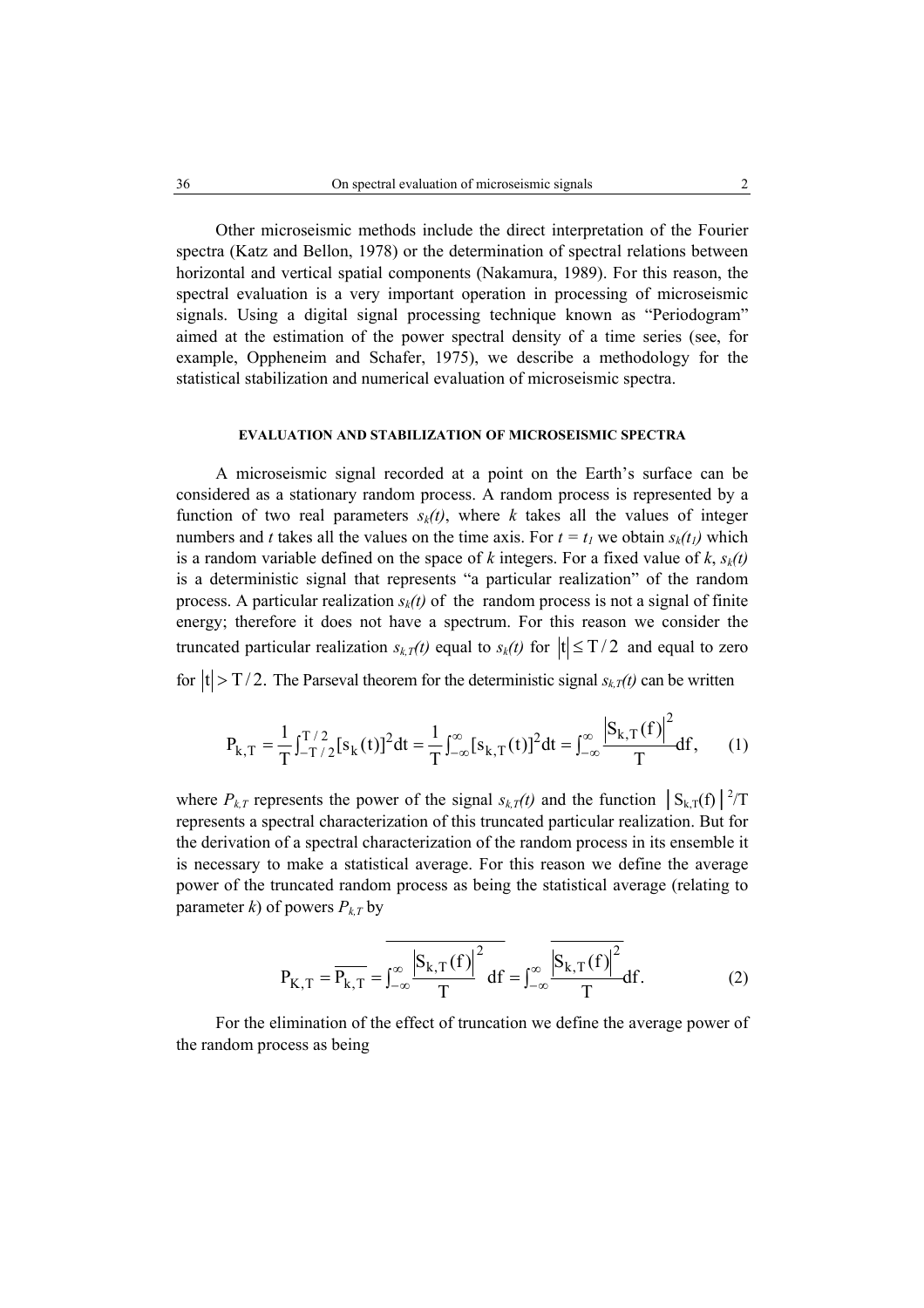Other microseismic methods include the direct interpretation of the Fourier spectra (Katz and Bellon, 1978) or the determination of spectral relations between horizontal and vertical spatial components (Nakamura, 1989). For this reason, the spectral evaluation is a very important operation in processing of microseismic signals. Using a digital signal processing technique known as "Periodogram" aimed at the estimation of the power spectral density of a time series (see, for example, Opphenheim and Schafer, 1975), we describe a methodology for the statistical stabilization and numerical evaluation of microseismic spectra.

#### EVALUATION AND STABILIZATION OF MICROSEISMIC SPECTRA

A microseismic signal recorded at a point on the Earth's surface can be considered as a stationary random process. A random process is represented by a function of two real parameters $s_k(t)$, where $k$ takes all the values of integer numbers and $t$ takes all the values on the time axis. For $t = t_1$ we obtain $s_k(t_1)$ which is a random variable defined on the space of $k$ integers. For a fixed value of $k$, $s_k(t)$ is a deterministic signal that represents "a particular realization" of the random process. A particular realization $s_k(t)$ of the random process is not a signal of finite energy; therefore it does not have a spectrum. For this reason we consider the truncated particular realization $s_{k,T}(t)$ equal to $s_k(t)$ for $|t| \leq T/2$ and equal to zero for $|t| > T/2$. The Parseval theorem for the deterministic signal $s_{k,T}(t)$ can be written

$$P_{k,T} = \frac{1}{T}\int_{-T/2}^{T/2}[s_k(t)]^2 dt = \frac{1}{T}\int_{-\infty}^{\infty}[s_{k,T}(t)]^2 dt = \int_{-\infty}^{\infty}\frac{|S_{k,T}(f)|^2}{T}df, \qquad (1)$$

where $P_{k,T}$ represents the power of the signal $s_{k,T}(t)$ and the function $|S_{k,T}(f)|^2/T$ represents a spectral characterization of this truncated particular realization. But for the derivation of a spectral characterization of the random process in its ensemble it is necessary to make a statistical average. For this reason we define the average power of the truncated random process as being the statistical average (relating to parameter $k$) of powers $P_{k,T}$ by

$$P_{K,T} = \overline{P_{k,T}} = \overline{\int_{-\infty}^{\infty}\frac{|S_{k,T}(f)|^2}{T}df} = \int_{-\infty}^{\infty}\frac{\overline{|S_{k,T}(f)|^2}}{T}df. \qquad (2)$$

For the elimination of the effect of truncation we define the average power of the random process as being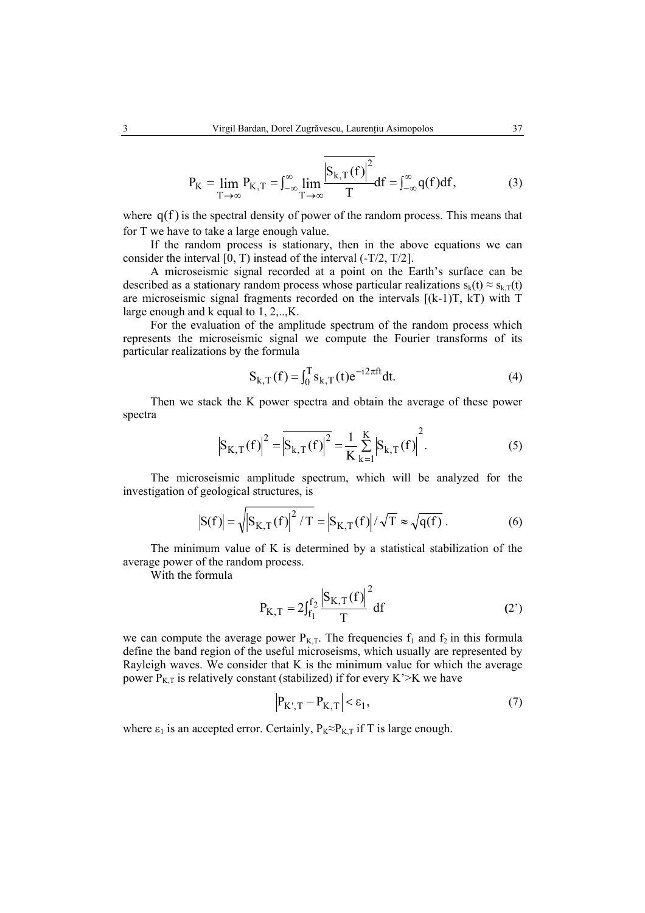$$P_K = \lim_{T\to\infty} P_{K,T} = \int_{-\infty}^{\infty} \lim_{T\to\infty} \frac{\overline{\left|S_{k,T}(f)\right|^2}}{T} df = \int_{-\infty}^{\infty} q(f) df, \tag{3}$$

where $q(f)$ is the spectral density of power of the random process. This means that for T we have to take a large enough value.

If the random process is stationary, then in the above equations we can consider the interval [0, T) instead of the interval (-T/2, T/2].

A microseismic signal recorded at a point on the Earth's surface can be described as a stationary random process whose particular realizations $s_k(t) \approx s_{k,T}(t)$ are microseismic signal fragments recorded on the intervals [(k-1)T, kT) with T large enough and k equal to 1, 2,..,K.

For the evaluation of the amplitude spectrum of the random process which represents the microseismic signal we compute the Fourier transforms of its particular realizations by the formula

$$S_{k,T}(f) = \int_0^T s_{k,T}(t) e^{-i2\pi ft} dt. \tag{4}$$

Then we stack the K power spectra and obtain the average of these power spectra

$$\left|S_{K,T}(f)\right|^2 = \overline{\left|S_{k,T}(f)\right|^2} = \frac{1}{K}\sum_{k=1}^{K}\left|S_{k,T}(f)\right|^2. \tag{5}$$

The microseismic amplitude spectrum, which will be analyzed for the investigation of geological structures, is

$$\left|S(f)\right| = \sqrt{\left|S_{K,T}(f)\right|^2 / T} = \left|S_{K,T}(f)\right| / \sqrt{T} \approx \sqrt{q(f)}\,. \tag{6}$$

The minimum value of K is determined by a statistical stabilization of the average power of the random process.

With the formula

$$P_{K,T} = 2\int_{f_1}^{f_2} \frac{\left|S_{K,T}(f)\right|^2}{T} df \tag{2'}$$

we can compute the average power $P_{K,T}$. The frequencies $f_1$ and $f_2$ in this formula define the band region of the useful microseisms, which usually are represented by Rayleigh waves. We consider that K is the minimum value for which the average power $P_{K,T}$ is relatively constant (stabilized) if for every K'>K we have

$$\left|P_{K',T} - P_{K,T}\right| < \varepsilon_1, \tag{7}$$

where $\varepsilon_1$ is an accepted error. Certainly, $P_K \approx P_{K,T}$ if T is large enough.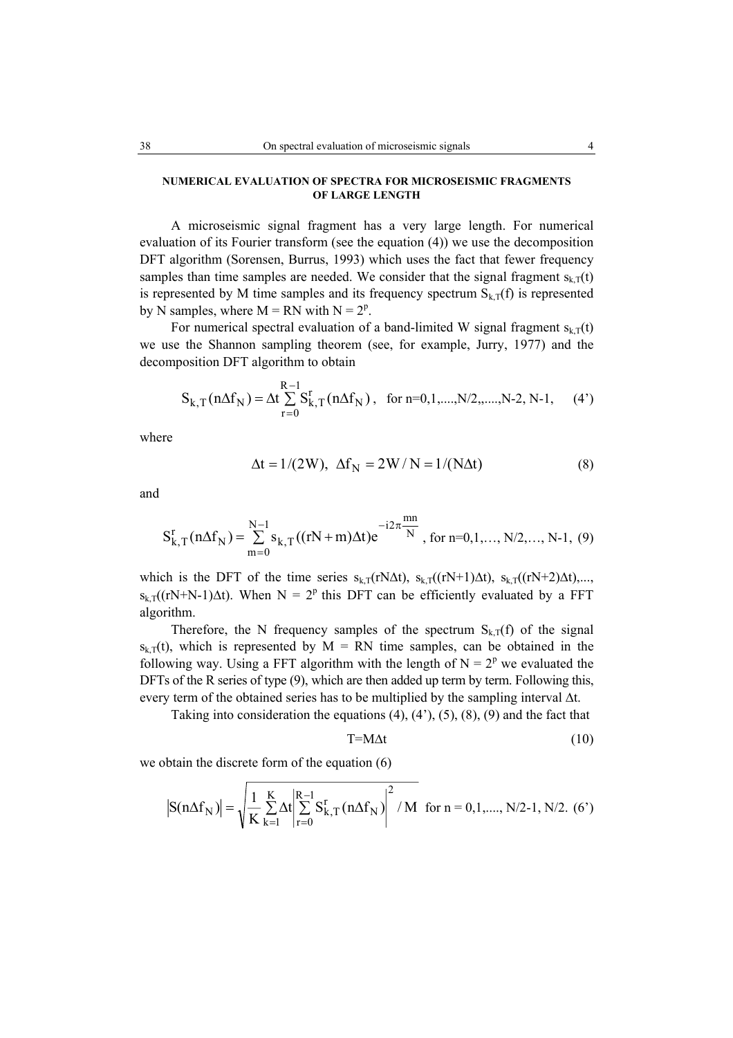## NUMERICAL EVALUATION OF SPECTRA FOR MICROSEISMIC FRAGMENTS OF LARGE LENGTH

A microseismic signal fragment has a very large length. For numerical evaluation of its Fourier transform (see the equation (4)) we use the decomposition DFT algorithm (Sorensen, Burrus, 1993) which uses the fact that fewer frequency samples than time samples are needed. We consider that the signal fragment $s_{k,T}(t)$ is represented by M time samples and its frequency spectrum $S_{k,T}(f)$ is represented by N samples, where $M = RN$ with $N = 2^p$.

For numerical spectral evaluation of a band-limited W signal fragment $s_{k,T}(t)$ we use the Shannon sampling theorem (see, for example, Jurry, 1977) and the decomposition DFT algorithm to obtain

$$S_{k,T}(n\Delta f_N) = \Delta t \sum_{r=0}^{R-1} S_{k,T}^{r}(n\Delta f_N), \quad \text{for n=0,1,....,N/2,,....,N-2, N-1,} \tag{4'}$$

where

$$\Delta t = 1/(2W), \;\; \Delta f_N = 2W/N = 1/(N\Delta t) \tag{8}$$

and

$$S_{k,T}^{r}(n\Delta f_N) = \sum_{m=0}^{N-1} s_{k,T}((rN+m)\Delta t) e^{-i2\pi\frac{mn}{N}}, \text{ for n=0,1,…, N/2,…, N-1,} \tag{9}$$

which is the DFT of the time series $s_{k,T}(rN\Delta t)$, $s_{k,T}((rN+1)\Delta t)$, $s_{k,T}((rN+2)\Delta t)$,..., $s_{k,T}((rN+N-1)\Delta t)$. When $N = 2^p$ this DFT can be efficiently evaluated by a FFT algorithm.

Therefore, the N frequency samples of the spectrum $S_{k,T}(f)$ of the signal $s_{k,T}(t)$, which is represented by $M = RN$ time samples, can be obtained in the following way. Using a FFT algorithm with the length of $N = 2^p$ we evaluated the DFTs of the R series of type (9), which are then added up term by term. Following this, every term of the obtained series has to be multiplied by the sampling interval $\Delta t$.

Taking into consideration the equations (4), (4'), (5), (8), (9) and the fact that

$$T = M\Delta t \tag{10}$$

we obtain the discrete form of the equation (6)

$$\left|S(n\Delta f_N)\right| = \sqrt{\frac{1}{K}\sum_{k=1}^{K}\Delta t\left|\sum_{r=0}^{R-1} S_{k,T}^{r}(n\Delta f_N)\right|^2 / M} \quad \text{for n = 0,1,...., N/2-1, N/2.} \tag{6'}$$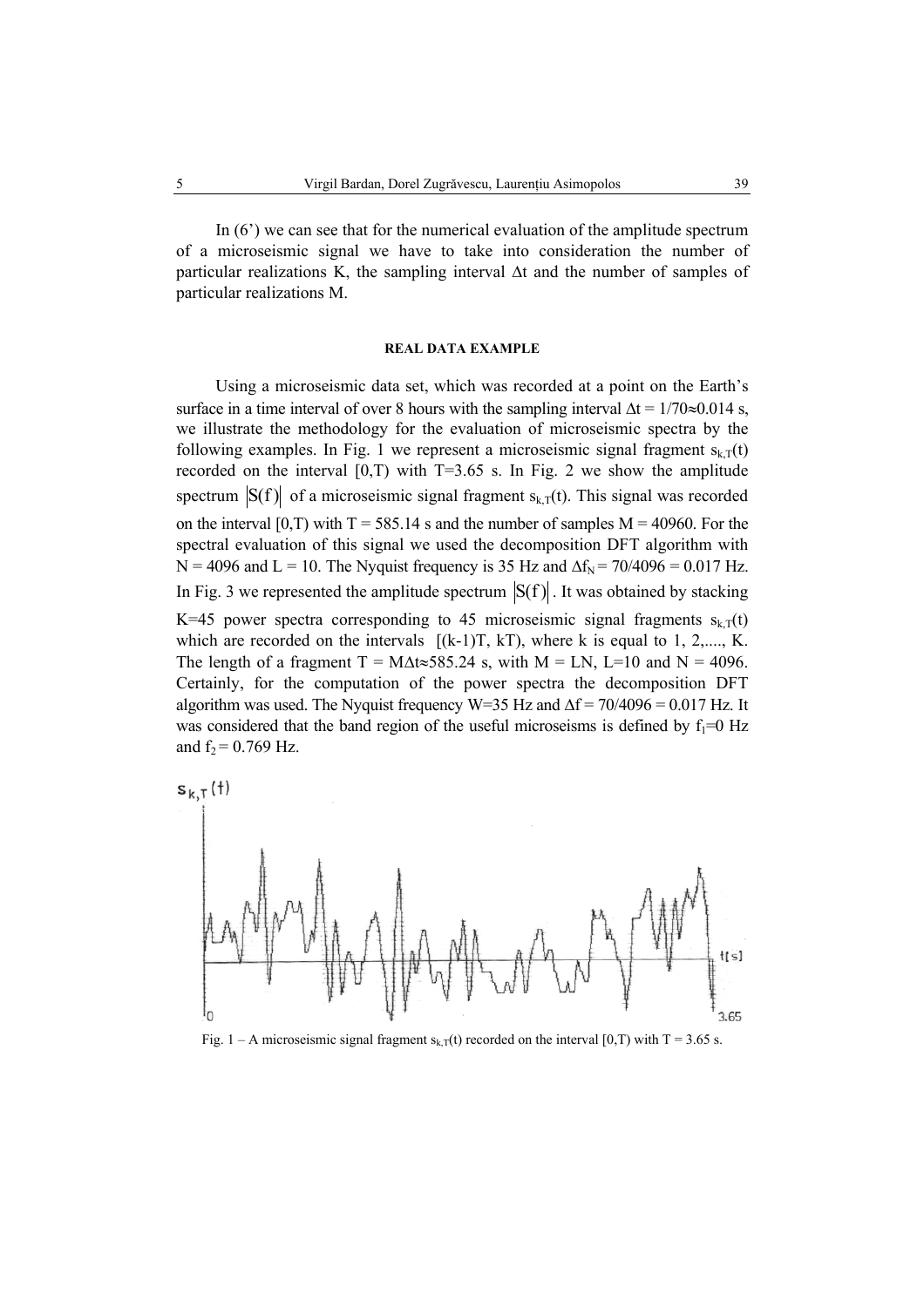In (6') we can see that for the numerical evaluation of the amplitude spectrum of a microseismic signal we have to take into consideration the number of particular realizations K, the sampling interval $\Delta t$ and the number of samples of particular realizations M.

### REAL DATA EXAMPLE

Using a microseismic data set, which was recorded at a point on the Earth's surface in a time interval of over 8 hours with the sampling interval $\Delta t = 1/70 \approx 0.014$ s, we illustrate the methodology for the evaluation of microseismic spectra by the following examples. In Fig. 1 we represent a microseismic signal fragment $s_{k,T}(t)$ recorded on the interval [0,T) with T=3.65 s. In Fig. 2 we show the amplitude spectrum $|S(f)|$ of a microseismic signal fragment $s_{k,T}(t)$. This signal was recorded on the interval [0,T) with T = 585.14 s and the number of samples M = 40960. For the spectral evaluation of this signal we used the decomposition DFT algorithm with N = 4096 and L = 10. The Nyquist frequency is 35 Hz and $\Delta f_N = 70/4096 = 0.017$ Hz. In Fig. 3 we represented the amplitude spectrum $|S(f)|$. It was obtained by stacking K=45 power spectra corresponding to 45 microseismic signal fragments $s_{k,T}(t)$ which are recorded on the intervals [(k-1)T, kT), where k is equal to 1, 2,...., K. The length of a fragment $T = M\Delta t \approx 585.24$ s, with M = LN, L=10 and N = 4096. Certainly, for the computation of the power spectra the decomposition DFT algorithm was used. The Nyquist frequency W=35 Hz and $\Delta f = 70/4096 = 0.017$ Hz. It was considered that the band region of the useful microseisms is defined by $f_1$=0 Hz and $f_2$ = 0.769 Hz.

Fig. 1 – A microseismic signal fragment $s_{k,T}(t)$ recorded on the interval [0,T) with T = 3.65 s.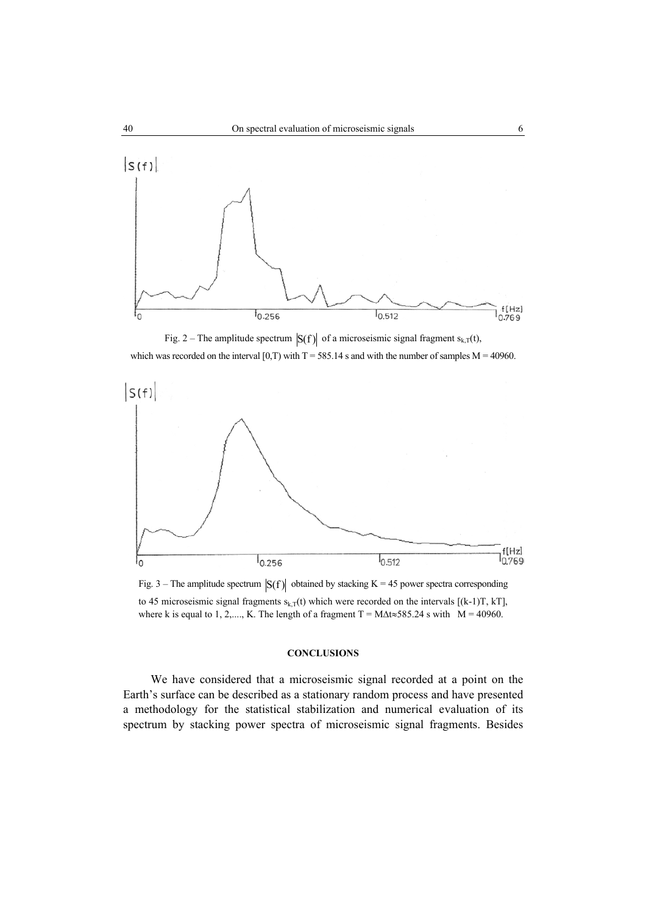Fig. 2 – The amplitude spectrum $|S(f)|$ of a microseismic signal fragment $s_{k,T}(t)$, which was recorded on the interval $[0,T)$ with $T = 585.14$ s and with the number of samples $M = 40960$.

Fig. 3 – The amplitude spectrum $|S(f)|$ obtained by stacking $K = 45$ power spectra corresponding to 45 microseismic signal fragments $s_{k,T}(t)$ which were recorded on the intervals $[(k-1)T, kT]$, where k is equal to 1, 2,...., K. The length of a fragment $T = M\Delta t \approx 585.24$ s with $M = 40960$.

## CONCLUSIONS

We have considered that a microseismic signal recorded at a point on the Earth's surface can be described as a stationary random process and have presented a methodology for the statistical stabilization and numerical evaluation of its spectrum by stacking power spectra of microseismic signal fragments. Besides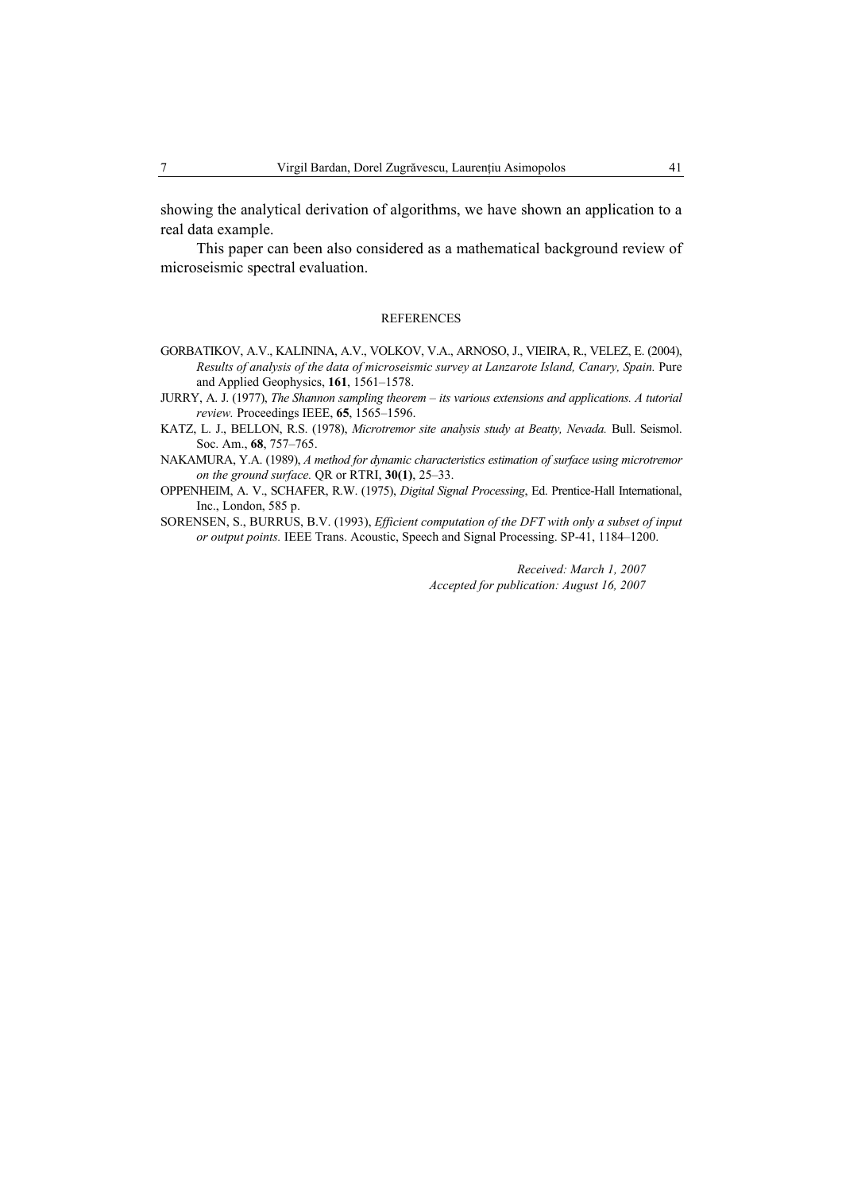showing the analytical derivation of algorithms, we have shown an application to a real data example.

This paper can been also considered as a mathematical background review of microseismic spectral evaluation.

## REFERENCES

GORBATIKOV, A.V., KALININA, A.V., VOLKOV, V.A., ARNOSO, J., VIEIRA, R., VELEZ, E. (2004), *Results of analysis of the data of microseismic survey at Lanzarote Island, Canary, Spain.* Pure and Applied Geophysics, **161**, 1561–1578.

JURRY, A. J. (1977), *The Shannon sampling theorem – its various extensions and applications. A tutorial review.* Proceedings IEEE, **65**, 1565–1596.

KATZ, L. J., BELLON, R.S. (1978), *Microtremor site analysis study at Beatty, Nevada.* Bull. Seismol. Soc. Am., **68**, 757–765.

NAKAMURA, Y.A. (1989), *A method for dynamic characteristics estimation of surface using microtremor on the ground surface.* QR or RTRI, **30(1)**, 25–33.

OPPENHEIM, A. V., SCHAFER, R.W. (1975), *Digital Signal Processing*, Ed. Prentice-Hall International, Inc., London, 585 p.

SORENSEN, S., BURRUS, B.V. (1993), *Efficient computation of the DFT with only a subset of input or output points.* IEEE Trans. Acoustic, Speech and Signal Processing. SP-41, 1184–1200.

*Received: March 1, 2007*
*Accepted for publication: August 16, 2007*